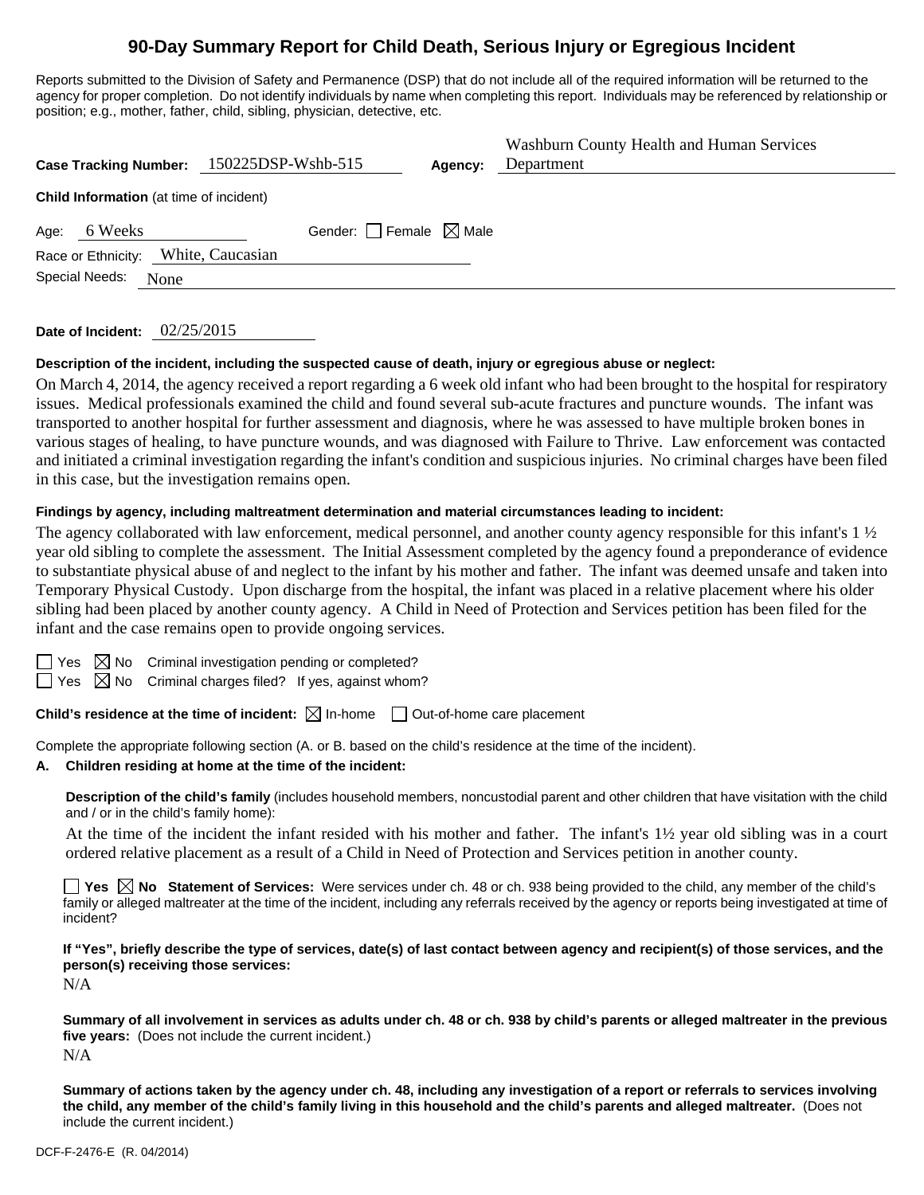# 90-Day Summary Report for Child Death, Serious Injury or Egregious Incident

Reports submitted to the Division of Safety and Permanence (DSP) that do not include all of the required information will be returned to the agency for proper completion. Do not identify individuals by name when completing this report. Individuals may be referenced by relationship or position; e.g., mother, father, child, sibling, physician, detective, etc.

**Case Tracking Number:** 150225DSP-Wshb-515 **Agency:** Washburn County Health and Human Services Department

**Child Information** (at time of incident)

Age: 6 Weeks Gender: ☐ Female ☒ Male

Race or Ethnicity: White, Caucasian

Special Needs: None

**Date of Incident:** 02/25/2015

**Description of the incident, including the suspected cause of death, injury or egregious abuse or neglect:**

On March 4, 2014, the agency received a report regarding a 6 week old infant who had been brought to the hospital for respiratory issues. Medical professionals examined the child and found several sub-acute fractures and puncture wounds. The infant was transported to another hospital for further assessment and diagnosis, where he was assessed to have multiple broken bones in various stages of healing, to have puncture wounds, and was diagnosed with Failure to Thrive. Law enforcement was contacted and initiated a criminal investigation regarding the infant's condition and suspicious injuries. No criminal charges have been filed in this case, but the investigation remains open.

**Findings by agency, including maltreatment determination and material circumstances leading to incident:**

The agency collaborated with law enforcement, medical personnel, and another county agency responsible for this infant's 1 ½ year old sibling to complete the assessment. The Initial Assessment completed by the agency found a preponderance of evidence to substantiate physical abuse of and neglect to the infant by his mother and father. The infant was deemed unsafe and taken into Temporary Physical Custody. Upon discharge from the hospital, the infant was placed in a relative placement where his older sibling had been placed by another county agency. A Child in Need of Protection and Services petition has been filed for the infant and the case remains open to provide ongoing services.

☐ Yes ☒ No Criminal investigation pending or completed?

☐ Yes ☒ No Criminal charges filed? If yes, against whom?

**Child's residence at the time of incident:** ☒ In-home ☐ Out-of-home care placement

Complete the appropriate following section (A. or B. based on the child's residence at the time of the incident).

**A. Children residing at home at the time of the incident:**

**Description of the child's family** (includes household members, noncustodial parent and other children that have visitation with the child and / or in the child's family home):

At the time of the incident the infant resided with his mother and father. The infant's 1½ year old sibling was in a court ordered relative placement as a result of a Child in Need of Protection and Services petition in another county.

☐ **Yes** ☒ **No Statement of Services:** Were services under ch. 48 or ch. 938 being provided to the child, any member of the child's family or alleged maltreater at the time of the incident, including any referrals received by the agency or reports being investigated at time of incident?

**If "Yes", briefly describe the type of services, date(s) of last contact between agency and recipient(s) of those services, and the person(s) receiving those services:**

N/A

**Summary of all involvement in services as adults under ch. 48 or ch. 938 by child's parents or alleged maltreater in the previous five years:** (Does not include the current incident.)

N/A

**Summary of actions taken by the agency under ch. 48, including any investigation of a report or referrals to services involving the child, any member of the child's family living in this household and the child's parents and alleged maltreater.** (Does not include the current incident.)

DCF-F-2476-E (R. 04/2014)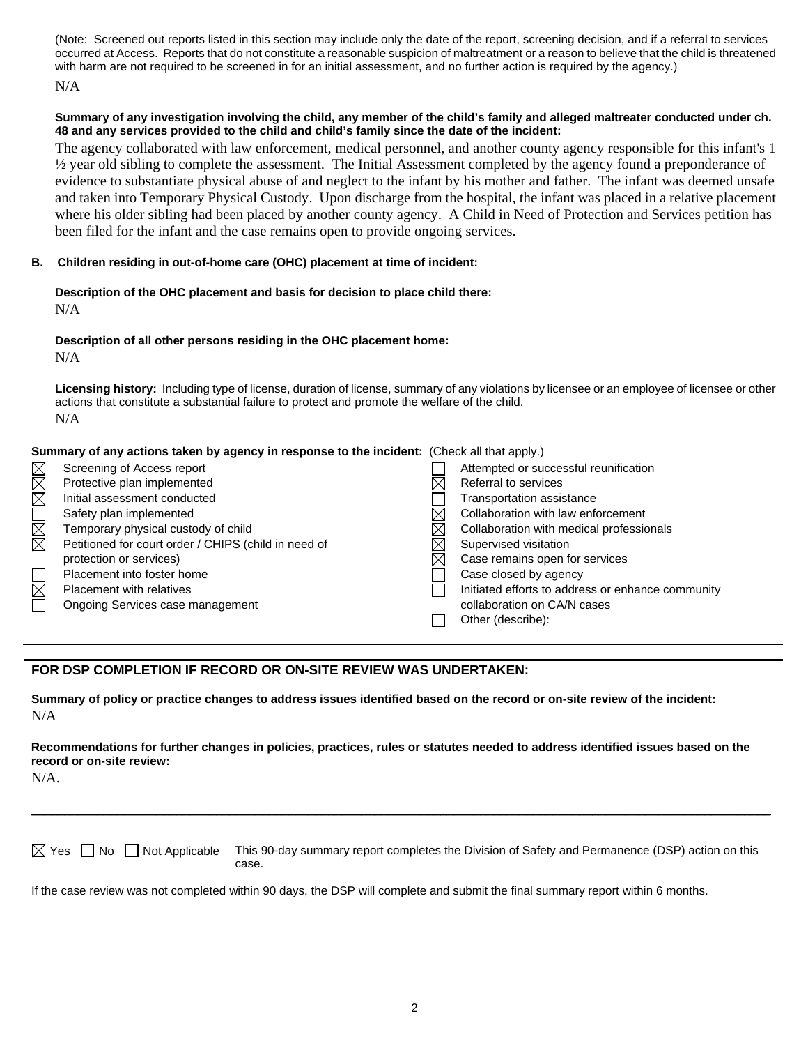(Note: Screened out reports listed in this section may include only the date of the report, screening decision, and if a referral to services occurred at Access. Reports that do not constitute a reasonable suspicion of maltreatment or a reason to believe that the child is threatened with harm are not required to be screened in for an initial assessment, and no further action is required by the agency.)

N/A

**Summary of any investigation involving the child, any member of the child's family and alleged maltreater conducted under ch. 48 and any services provided to the child and child's family since the date of the incident:**

The agency collaborated with law enforcement, medical personnel, and another county agency responsible for this infant's 1 ½ year old sibling to complete the assessment. The Initial Assessment completed by the agency found a preponderance of evidence to substantiate physical abuse of and neglect to the infant by his mother and father. The infant was deemed unsafe and taken into Temporary Physical Custody. Upon discharge from the hospital, the infant was placed in a relative placement where his older sibling had been placed by another county agency. A Child in Need of Protection and Services petition has been filed for the infant and the case remains open to provide ongoing services.

**B. Children residing in out-of-home care (OHC) placement at time of incident:**

**Description of the OHC placement and basis for decision to place child there:**

N/A

**Description of all other persons residing in the OHC placement home:**

N/A

**Licensing history:** Including type of license, duration of license, summary of any violations by licensee or an employee of licensee or other actions that constitute a substantial failure to protect and promote the welfare of the child.

N/A

**Summary of any actions taken by agency in response to the incident:** (Check all that apply.)

| | | | |
|---|---|---|---|
| ☒ | Screening of Access report | ☐ | Attempted or successful reunification |
| ☒ | Protective plan implemented | ☒ | Referral to services |
| ☒ | Initial assessment conducted | ☐ | Transportation assistance |
| ☐ | Safety plan implemented | ☒ | Collaboration with law enforcement |
| ☒ | Temporary physical custody of child | ☒ | Collaboration with medical professionals |
| ☒ | Petitioned for court order / CHIPS (child in need of protection or services) | ☒ | Supervised visitation |
| | | ☒ | Case remains open for services |
| ☐ | Placement into foster home | ☐ | Case closed by agency |
| ☒ | Placement with relatives | ☐ | Initiated efforts to address or enhance community collaboration on CA/N cases |
| ☐ | Ongoing Services case management | ☐ | Other (describe): |

## FOR DSP COMPLETION IF RECORD OR ON-SITE REVIEW WAS UNDERTAKEN:

**Summary of policy or practice changes to address issues identified based on the record or on-site review of the incident:**

N/A

**Recommendations for further changes in policies, practices, rules or statutes needed to address identified issues based on the record or on-site review:**

N/A.

☒ Yes ☐ No ☐ Not Applicable This 90-day summary report completes the Division of Safety and Permanence (DSP) action on this case.

If the case review was not completed within 90 days, the DSP will complete and submit the final summary report within 6 months.